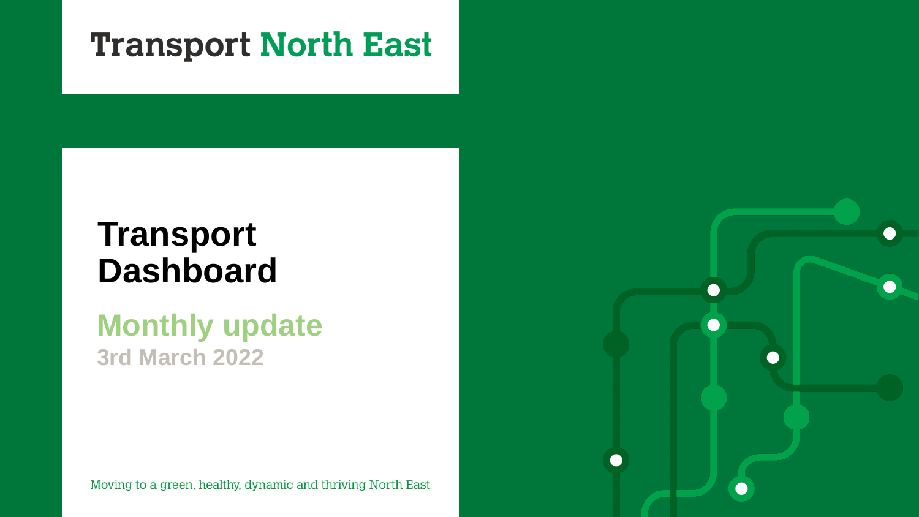Transport North East

# Transport Dashboard

## Monthly update

3rd March 2022

Moving to a green, healthy, dynamic and thriving North East.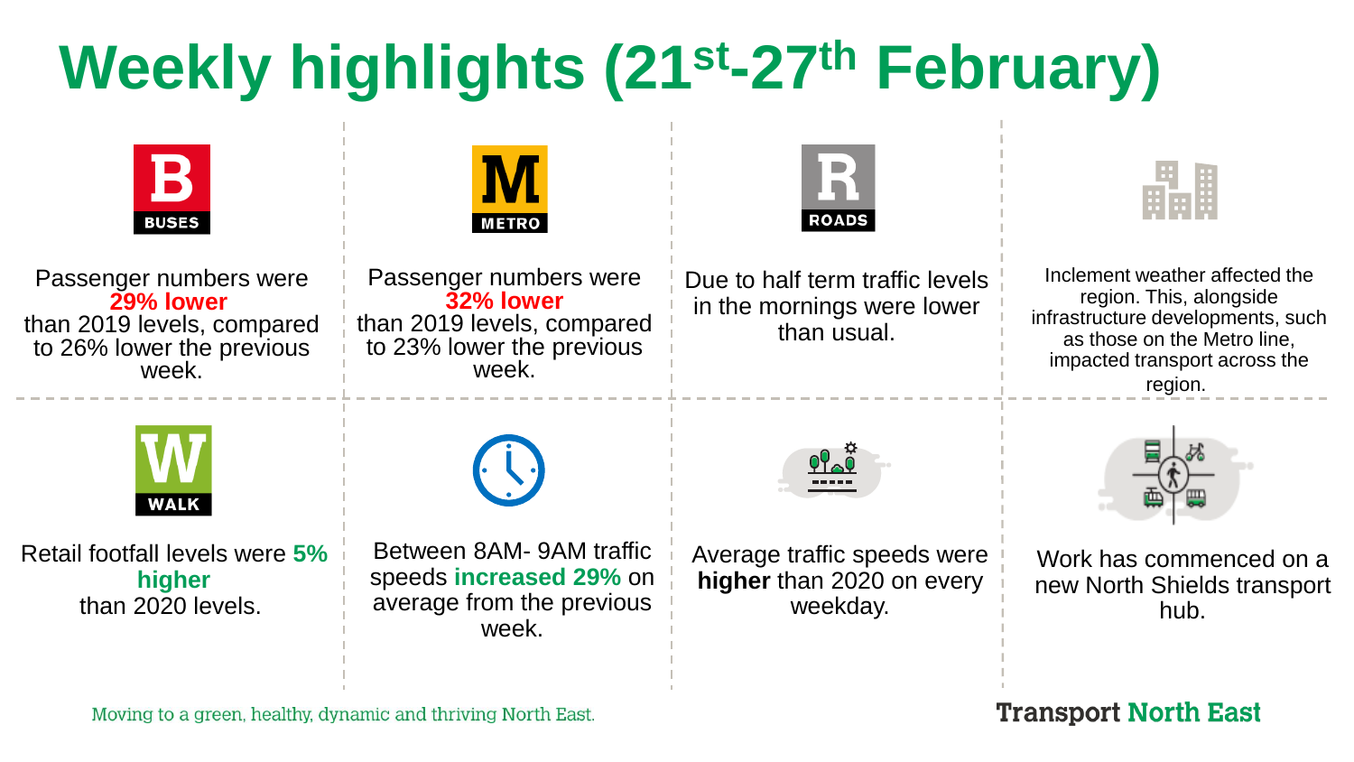# Weekly highlights (21st-27th February)

**BUSES**

Passenger numbers were **29% lower** than 2019 levels, compared to 26% lower the previous week.

**METRO**

Passenger numbers were **32% lower** than 2019 levels, compared to 23% lower the previous week.

**ROADS**

Due to half term traffic levels in the mornings were lower than usual.

Inclement weather affected the region. This, alongside infrastructure developments, such as those on the Metro line, impacted transport across the region.

**WALK**

Retail footfall levels were **5% higher** than 2020 levels.

Between 8AM- 9AM traffic speeds **increased 29%** on average from the previous week.

Average traffic speeds were **higher** than 2020 on every weekday.

Work has commenced on a new North Shields transport hub.

Moving to a green, healthy, dynamic and thriving North East.

Transport North East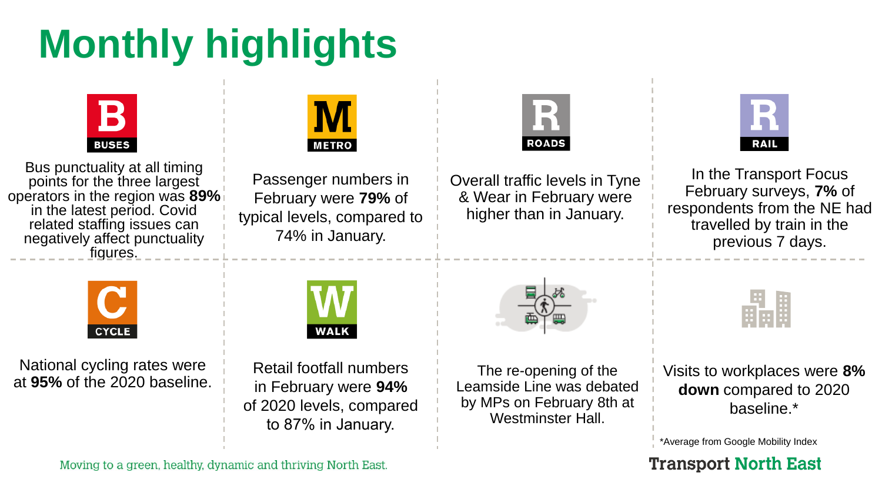# Monthly highlights

**BUSES**

Bus punctuality at all timing points for the three largest operators in the region was **89%** in the latest period. Covid related staffing issues can negatively affect punctuality figures.

**METRO**

Passenger numbers in February were **79%** of typical levels, compared to 74% in January.

**ROADS**

Overall traffic levels in Tyne & Wear in February were higher than in January.

**RAIL**

In the Transport Focus February surveys, **7%** of respondents from the NE had travelled by train in the previous 7 days.

**CYCLE**

National cycling rates were at **95%** of the 2020 baseline.

**WALK**

Retail footfall numbers in February were **94%** of 2020 levels, compared to 87% in January.

The re-opening of the Leamside Line was debated by MPs on February 8th at Westminster Hall.

Visits to workplaces were **8% down** compared to 2020 baseline.*

*Average from Google Mobility Index

Moving to a green, healthy, dynamic and thriving North East.

Transport North East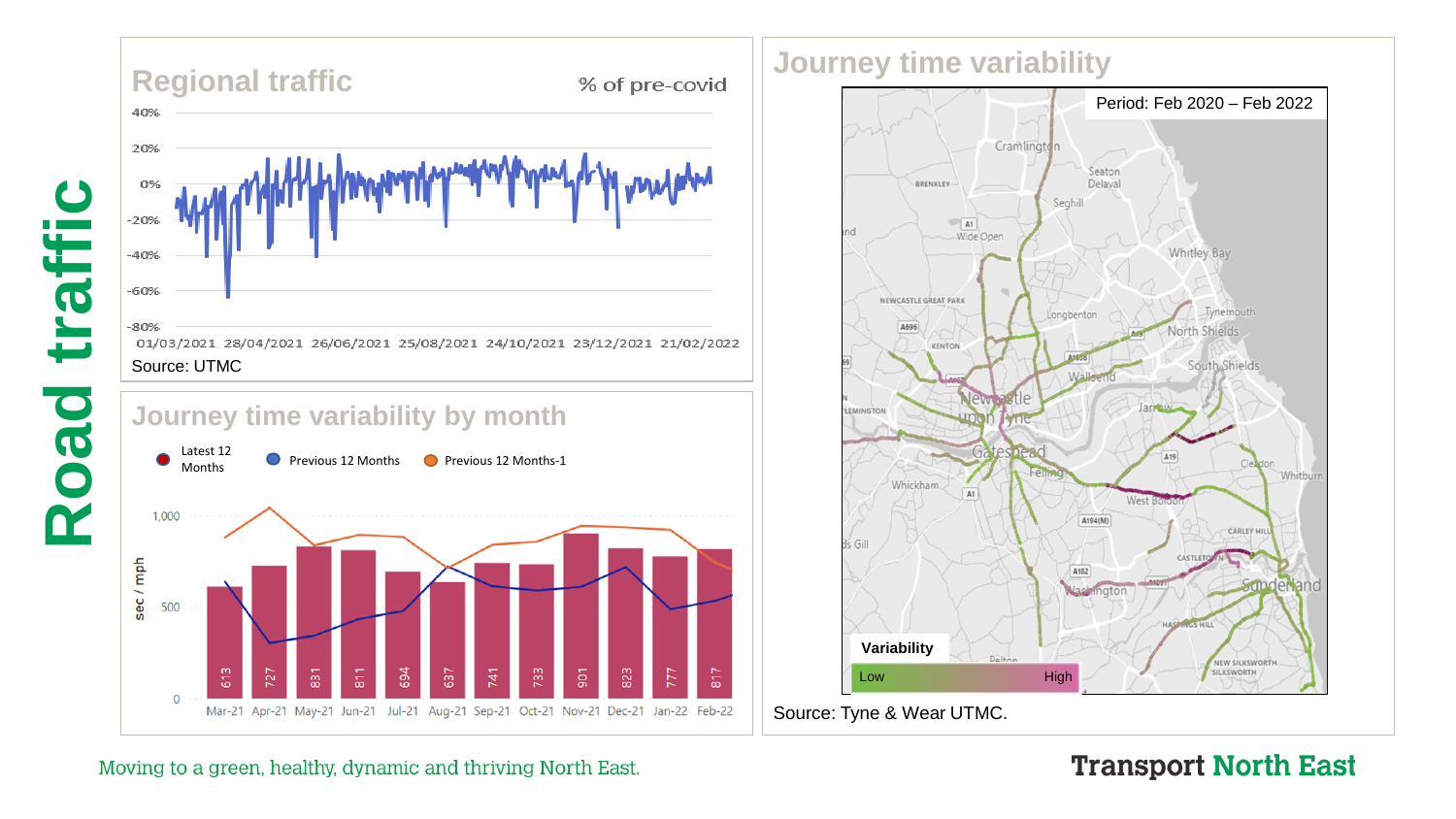# Road traffic

## Regional traffic

% of pre-covid

Source: UTMC

## Journey time variability by month

Latest 12 Months · Previous 12 Months · Previous 12 Months-1

sec / mph

| Month | Latest 12 Months |
|---|---|
| Mar-21 | 613 |
| Apr-21 | 727 |
| May-21 | 831 |
| Jun-21 | 811 |
| Jul-21 | 694 |
| Aug-21 | 637 |
| Sep-21 | 741 |
| Oct-21 | 733 |
| Nov-21 | 901 |
| Dec-21 | 823 |
| Jan-22 | 777 |
| Feb-22 | 817 |

## Journey time variability

Period: Feb 2020 – Feb 2022

Variability: Low – High

Source: Tyne & Wear UTMC.

Moving to a green, healthy, dynamic and thriving North East.

Transport North East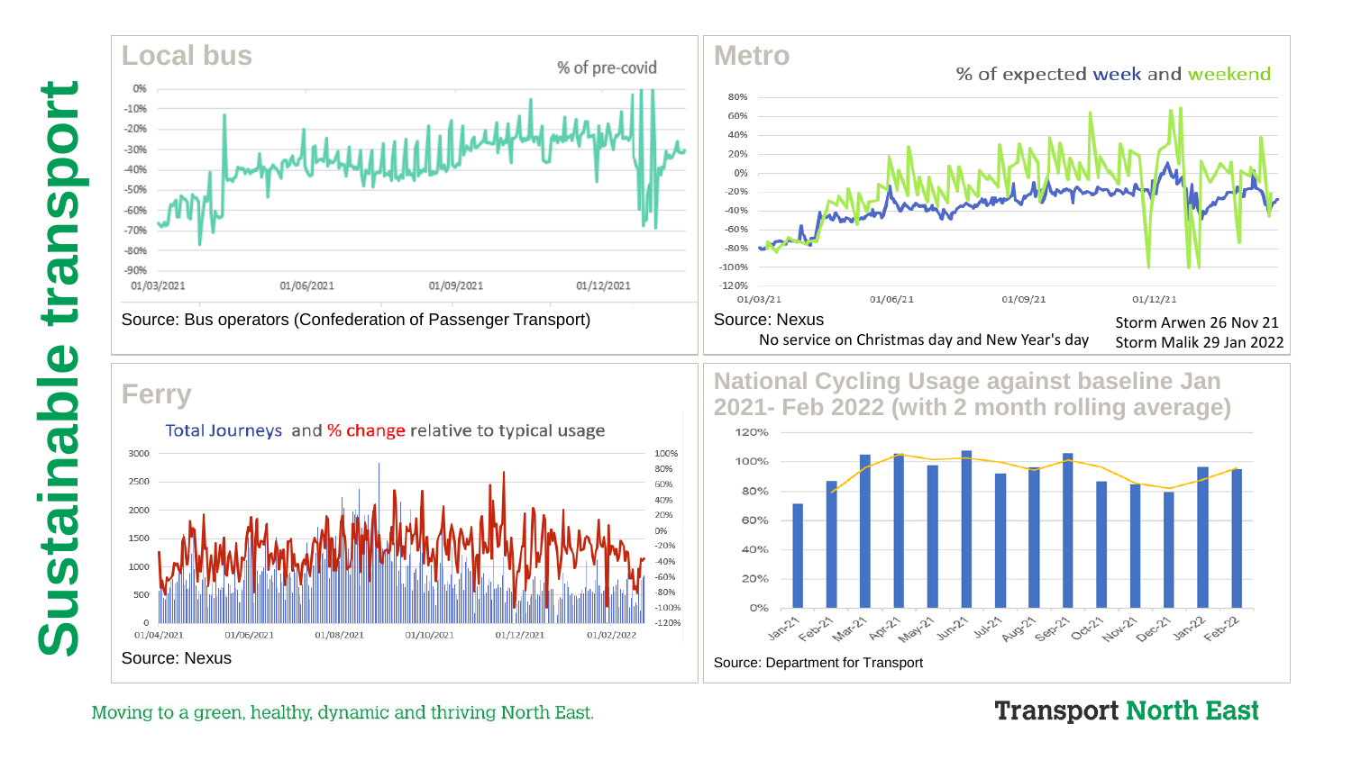# Sustainable transport

## Local bus

% of pre-covid

Source: Bus operators (Confederation of Passenger Transport)

## Metro

% of expected week and weekend

Source: Nexus

No service on Christmas day and New Year's day

Storm Arwen 26 Nov 21

Storm Malik 29 Jan 2022

## Ferry

Total Journeys and % change relative to typical usage

Source: Nexus

## National Cycling Usage against baseline Jan 2021- Feb 2022 (with 2 month rolling average)

Source: Department for Transport

Moving to a green, healthy, dynamic and thriving North East.

Transport North East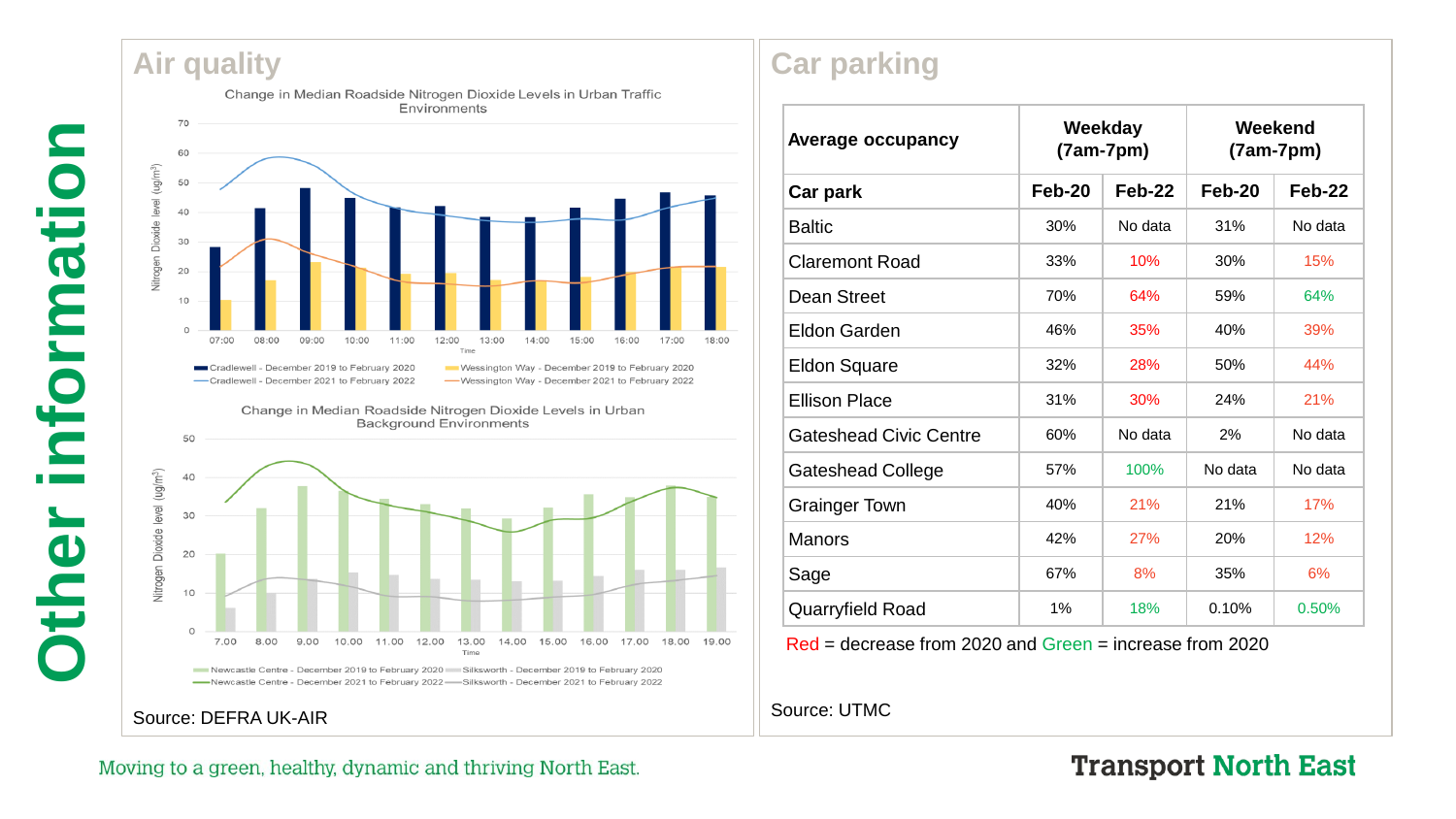# Other information

## Air quality

Change in Median Roadside Nitrogen Dioxide Levels in Urban Traffic Environments

Change in Median Roadside Nitrogen Dioxide Levels in Urban Background Environments

Source: DEFRA UK-AIR

## Car parking

| Average occupancy | Weekday (7am-7pm) | | Weekend (7am-7pm) | |
|---|---|---|---|---|
| **Car park** | **Feb-20** | **Feb-22** | **Feb-20** | **Feb-22** |
| Baltic | 30% | No data | 31% | No data |
| Claremont Road | 33% | 10% | 30% | 15% |
| Dean Street | 70% | 64% | 59% | 64% |
| Eldon Garden | 46% | 35% | 40% | 39% |
| Eldon Square | 32% | 28% | 50% | 44% |
| Ellison Place | 31% | 30% | 24% | 21% |
| Gateshead Civic Centre | 60% | No data | 2% | No data |
| Gateshead College | 57% | 100% | No data | No data |
| Grainger Town | 40% | 21% | 21% | 17% |
| Manors | 42% | 27% | 20% | 12% |
| Sage | 67% | 8% | 35% | 6% |
| Quarryfield Road | 1% | 18% | 0.10% | 0.50% |

Red = decrease from 2020 and Green = increase from 2020

Source: UTMC

Moving to a green, healthy, dynamic and thriving North East.

Transport North East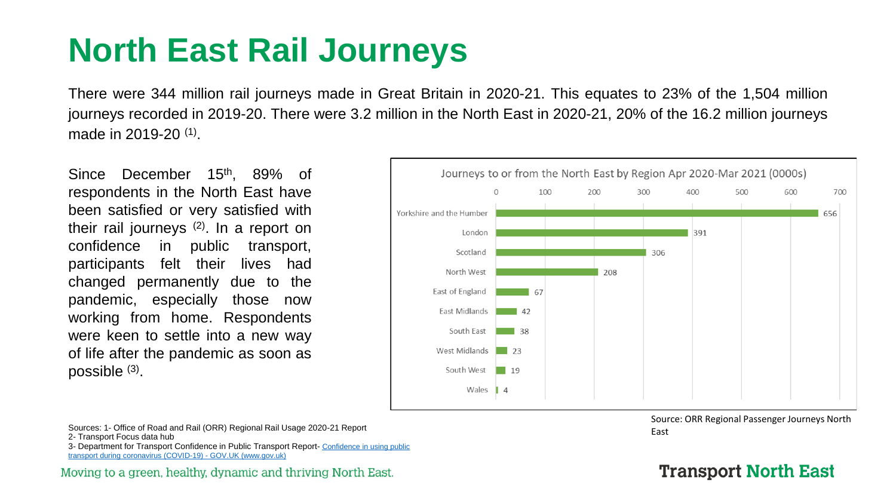# North East Rail Journeys

There were 344 million rail journeys made in Great Britain in 2020-21. This equates to 23% of the 1,504 million journeys recorded in 2019-20. There were 3.2 million in the North East in 2020-21, 20% of the 16.2 million journeys made in 2019-20 (1).

Since December 15th, 89% of respondents in the North East have been satisfied or very satisfied with their rail journeys (2). In a report on confidence in public transport, participants felt their lives had changed permanently due to the pandemic, especially those now working from home. Respondents were keen to settle into a new way of life after the pandemic as soon as possible (3).

**Journeys to or from the North East by Region Apr 2020-Mar 2021 (0000s)**

| Region | Journeys |
| --- | --- |
| Yorkshire and the Humber | 656 |
| London | 391 |
| Scotland | 306 |
| North West | 208 |
| East of England | 67 |
| East Midlands | 42 |
| South East | 38 |
| West Midlands | 23 |
| South West | 19 |
| Wales | 4 |

Source: ORR Regional Passenger Journeys North East

Sources: 1- Office of Road and Rail (ORR) Regional Rail Usage 2020-21 Report
2- Transport Focus data hub
3- Department for Transport Confidence in Public Transport Report- Confidence in using public transport during coronavirus (COVID-19) - GOV.UK (www.gov.uk)

Moving to a green, healthy, dynamic and thriving North East.

Transport North East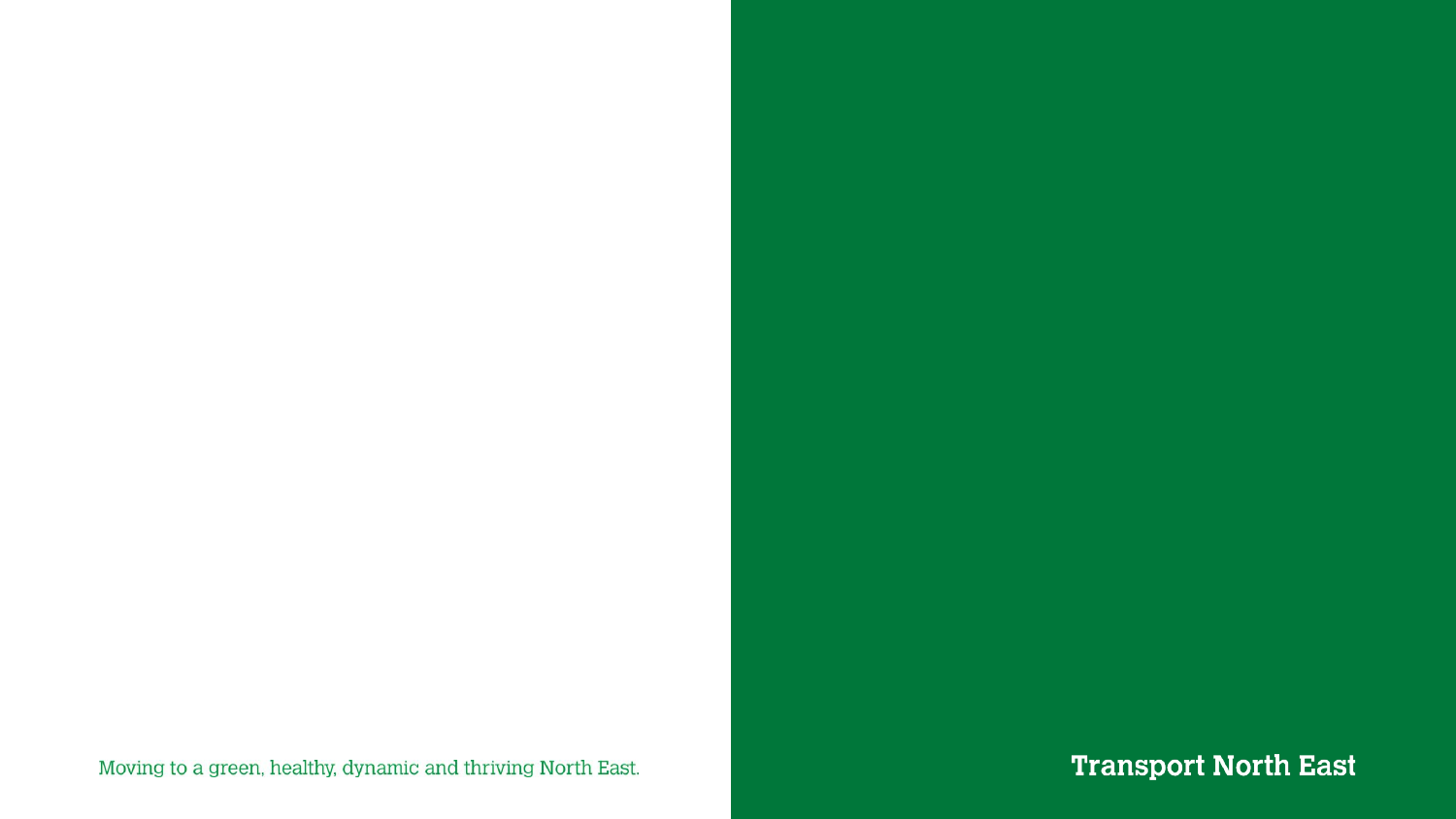Moving to a green, healthy, dynamic and thriving North East.

**Transport North East**